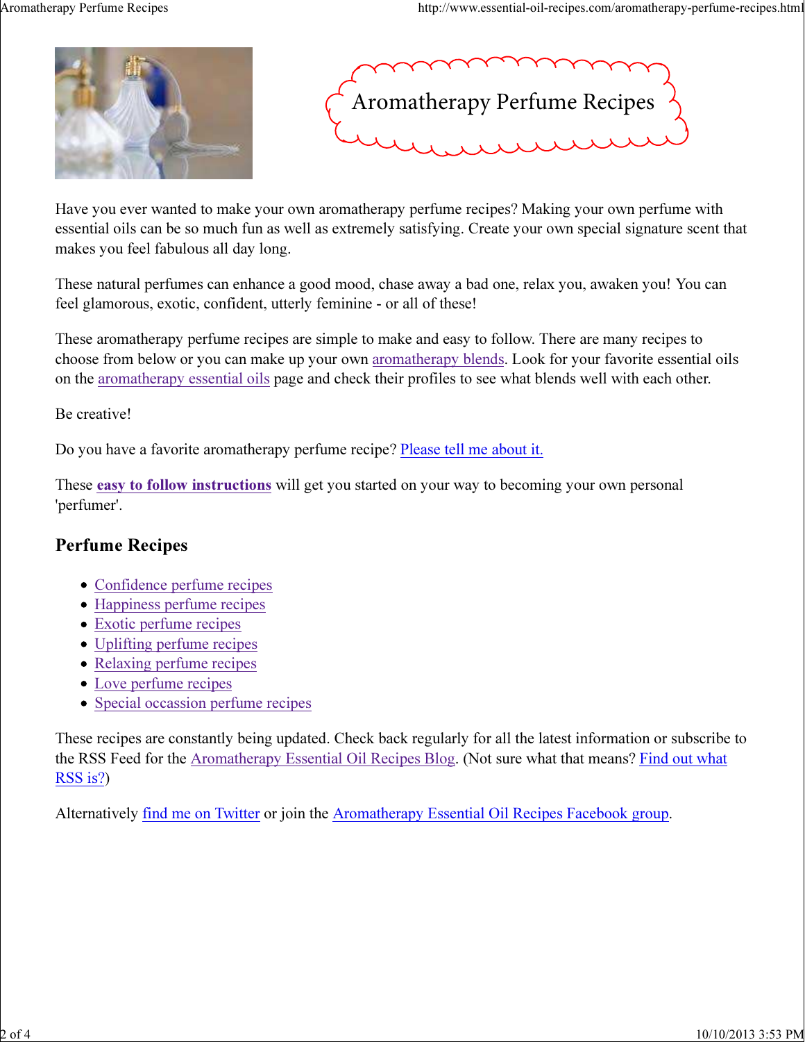# Aromatherapy Perfume Recipes

Have you ever wanted to make your own aromatherapy perfume recipes? Making your own perfume with essential oils can be so much fun as well as extremely satisfying. Create your own special signature scent that makes you feel fabulous all day long.

These natural perfumes can enhance a good mood, chase away a bad one, relax you, awaken you! You can feel glamorous, exotic, confident, utterly feminine - or all of these!

These aromatherapy perfume recipes are simple to make and easy to follow. There are many recipes to choose from below or you can make up your own aromatherapy blends. Look for your favorite essential oils on the aromatherapy essential oils page and check their profiles to see what blends well with each other.

Be creative!

Do you have a favorite aromatherapy perfume recipe? Please tell me about it.

These **easy to follow instructions** will get you started on your way to becoming your own personal 'perfumer'.

## Perfume Recipes

- Confidence perfume recipes
- Happiness perfume recipes
- Exotic perfume recipes
- Uplifting perfume recipes
- Relaxing perfume recipes
- Love perfume recipes
- Special occassion perfume recipes

These recipes are constantly being updated. Check back regularly for all the latest information or subscribe to the RSS Feed for the Aromatherapy Essential Oil Recipes Blog. (Not sure what that means? Find out what RSS is?)

Alternatively find me on Twitter or join the Aromatherapy Essential Oil Recipes Facebook group.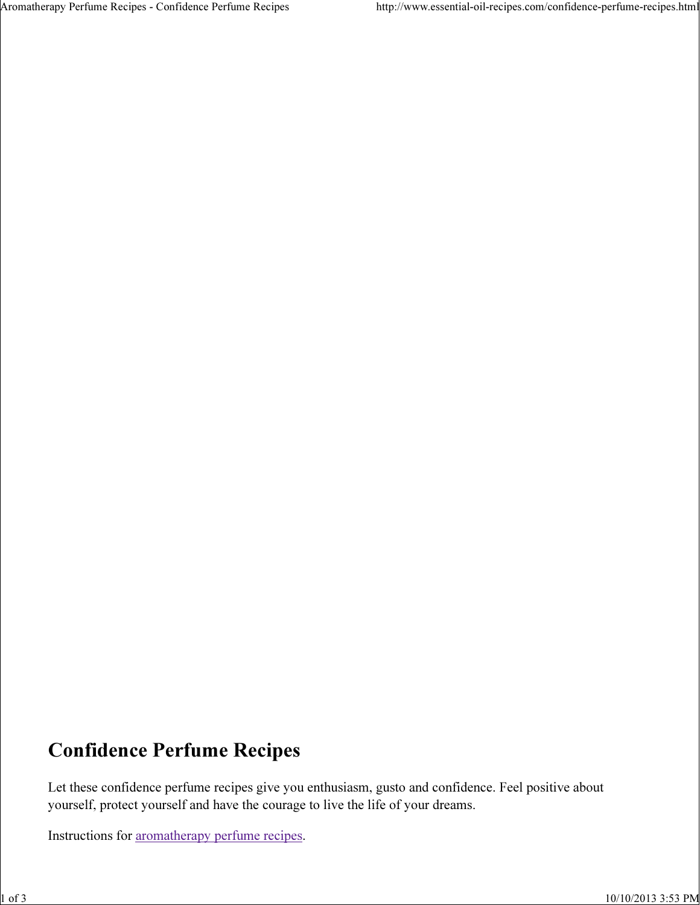# Confidence Perfume Recipes

Let these confidence perfume recipes give you enthusiasm, gusto and confidence. Feel positive about yourself, protect yourself and have the courage to live the life of your dreams.

Instructions for aromatherapy perfume recipes.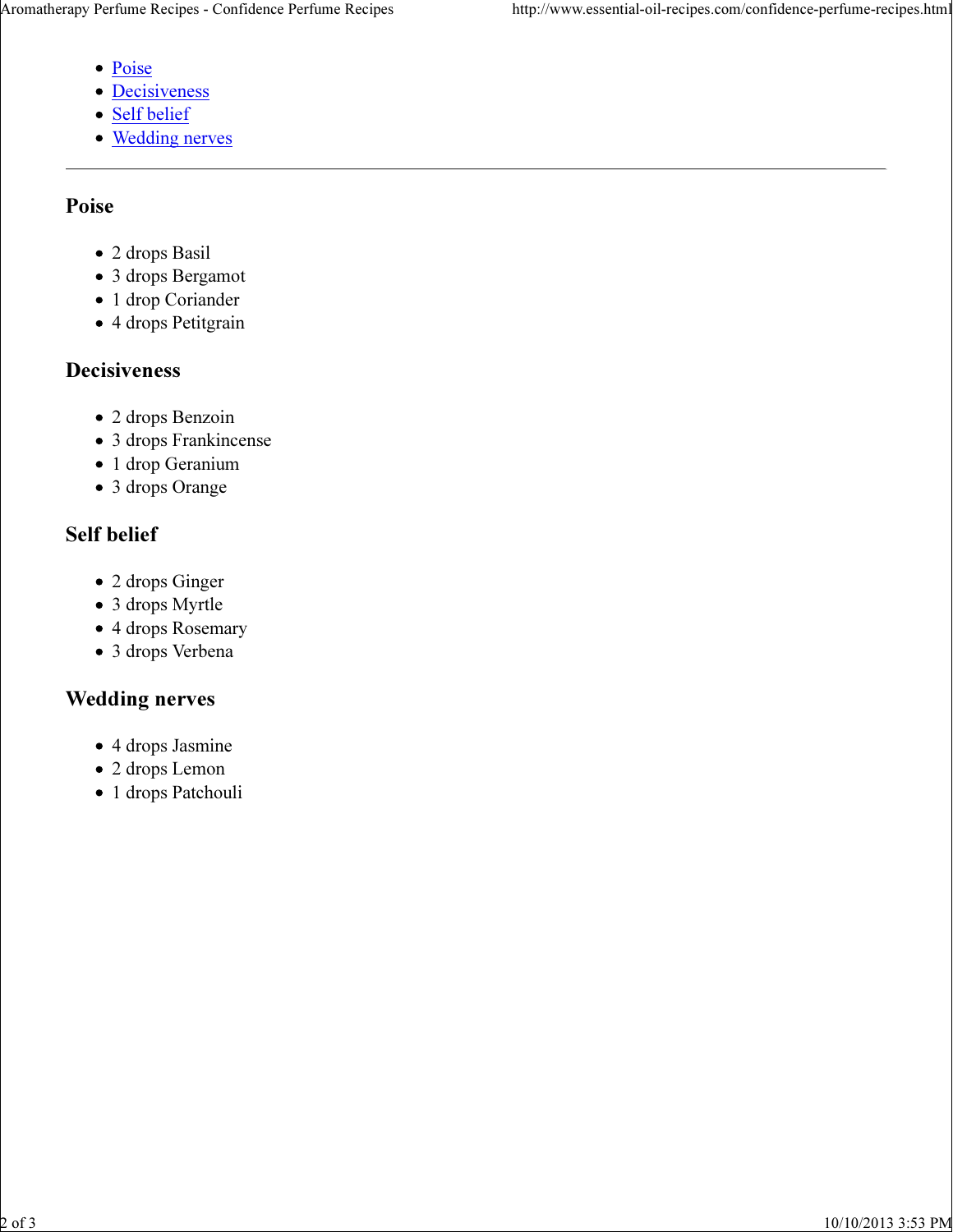- [Poise](#poise)
- [Decisiveness](#decisiveness)
- [Self belief](#self-belief)
- [Wedding nerves](#wedding-nerves)

---

### Poise

- 2 drops Basil
- 3 drops Bergamot
- 1 drop Coriander
- 4 drops Petitgrain

### Decisiveness

- 2 drops Benzoin
- 3 drops Frankincense
- 1 drop Geranium
- 3 drops Orange

### Self belief

- 2 drops Ginger
- 3 drops Myrtle
- 4 drops Rosemary
- 3 drops Verbena

### Wedding nerves

- 4 drops Jasmine
- 2 drops Lemon
- 1 drops Patchouli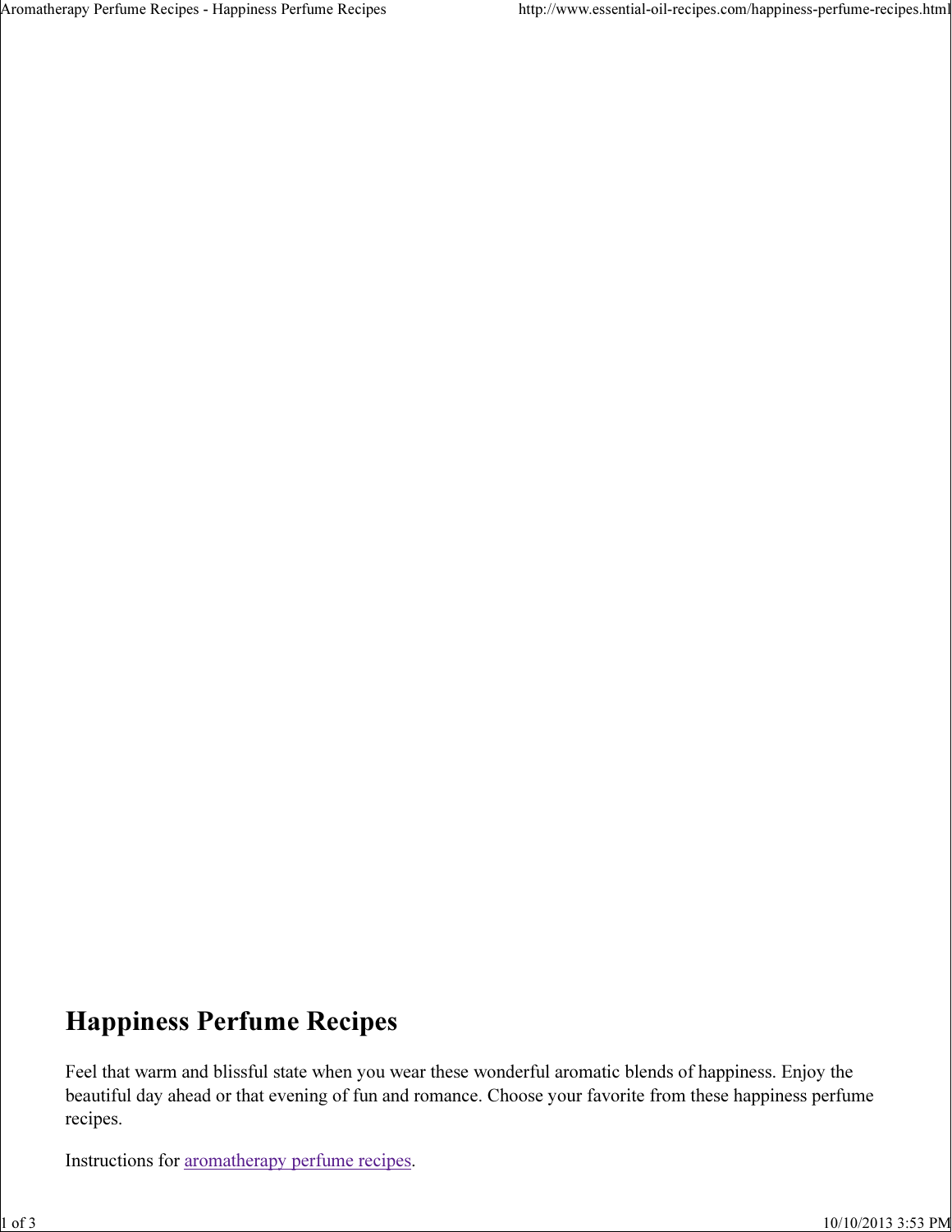# Happiness Perfume Recipes

Feel that warm and blissful state when you wear these wonderful aromatic blends of happiness. Enjoy the beautiful day ahead or that evening of fun and romance. Choose your favorite from these happiness perfume recipes.

Instructions for aromatherapy perfume recipes.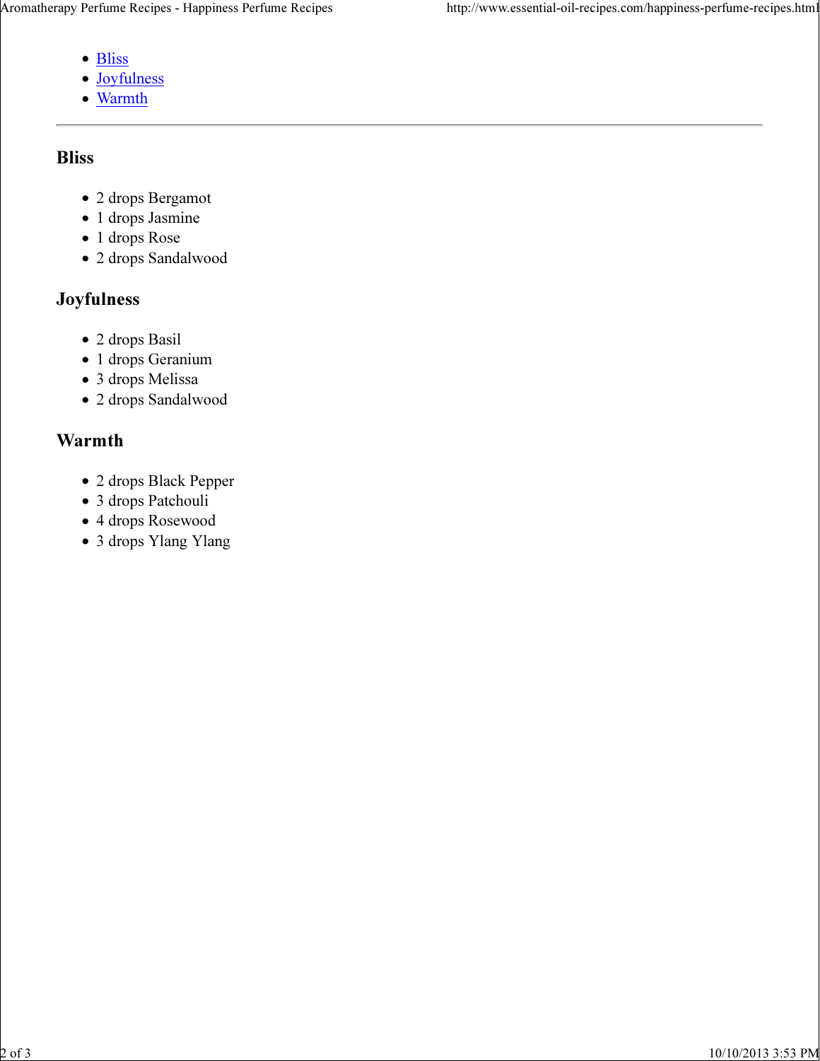- [Bliss](#)
- [Joyfulness](#)
- [Warmth](#)

---

### Bliss

- 2 drops Bergamot
- 1 drops Jasmine
- 1 drops Rose
- 2 drops Sandalwood

### Joyfulness

- 2 drops Basil
- 1 drops Geranium
- 3 drops Melissa
- 2 drops Sandalwood

### Warmth

- 2 drops Black Pepper
- 3 drops Patchouli
- 4 drops Rosewood
- 3 drops Ylang Ylang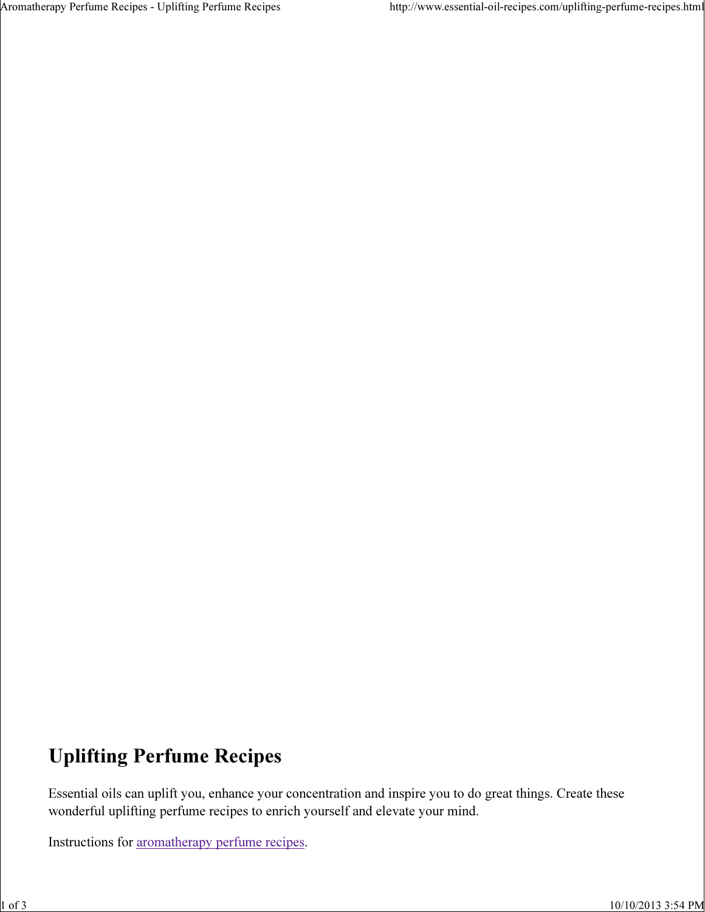# Uplifting Perfume Recipes

Essential oils can uplift you, enhance your concentration and inspire you to do great things. Create these wonderful uplifting perfume recipes to enrich yourself and elevate your mind.

Instructions for aromatherapy perfume recipes.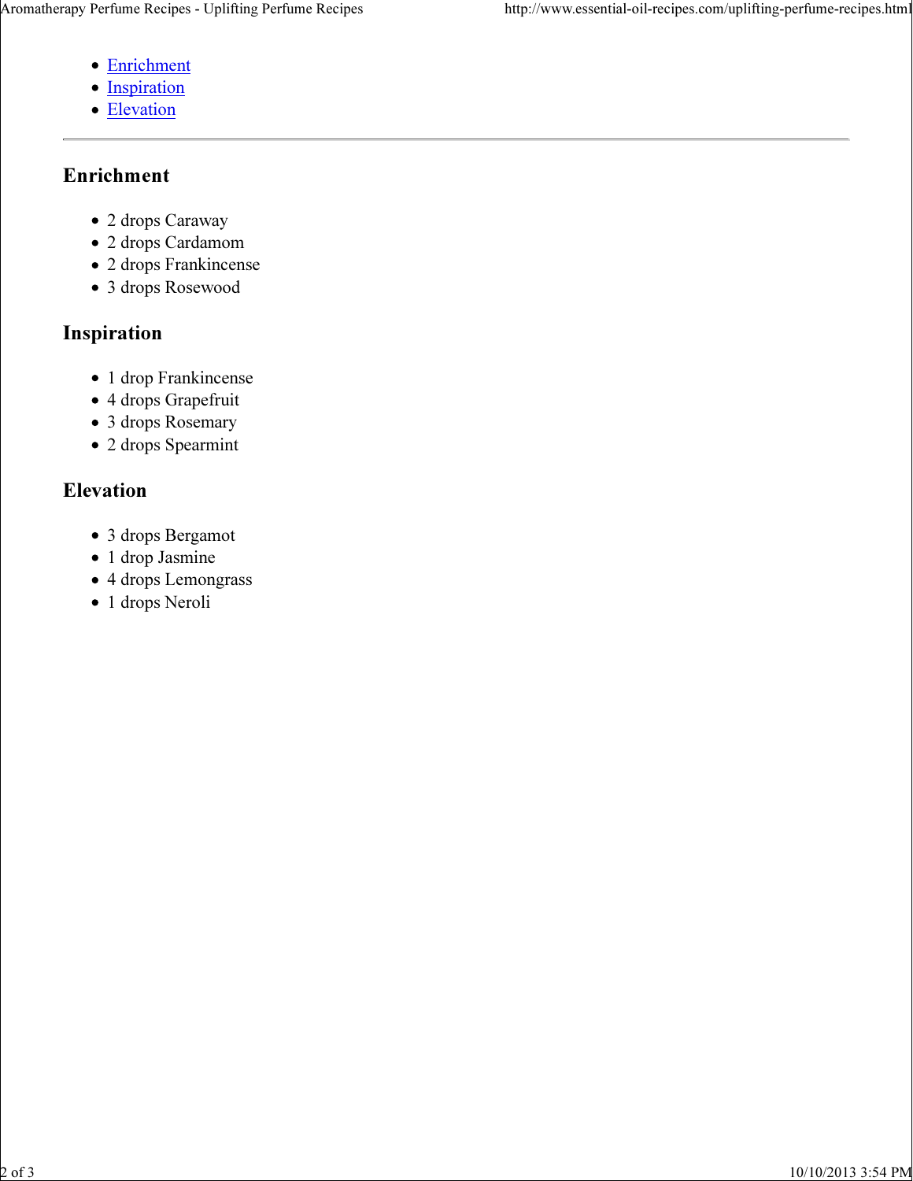- Enrichment
- Inspiration
- Elevation

---

## Enrichment

- 2 drops Caraway
- 2 drops Cardamom
- 2 drops Frankincense
- 3 drops Rosewood

## Inspiration

- 1 drop Frankincense
- 4 drops Grapefruit
- 3 drops Rosemary
- 2 drops Spearmint

## Elevation

- 3 drops Bergamot
- 1 drop Jasmine
- 4 drops Lemongrass
- 1 drops Neroli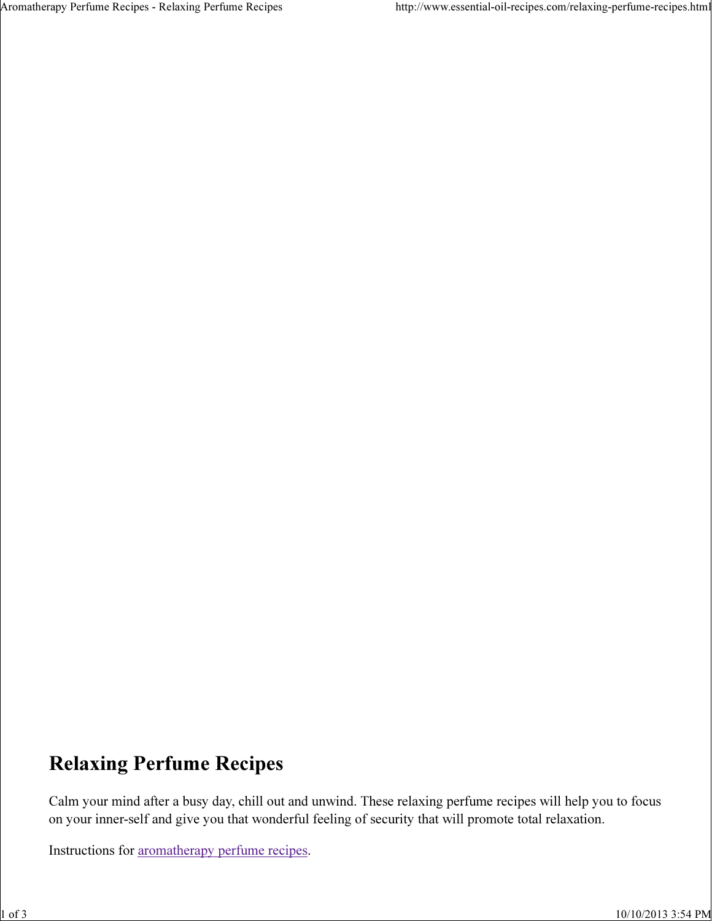# Relaxing Perfume Recipes

Calm your mind after a busy day, chill out and unwind. These relaxing perfume recipes will help you to focus on your inner-self and give you that wonderful feeling of security that will promote total relaxation.

Instructions for aromatherapy perfume recipes.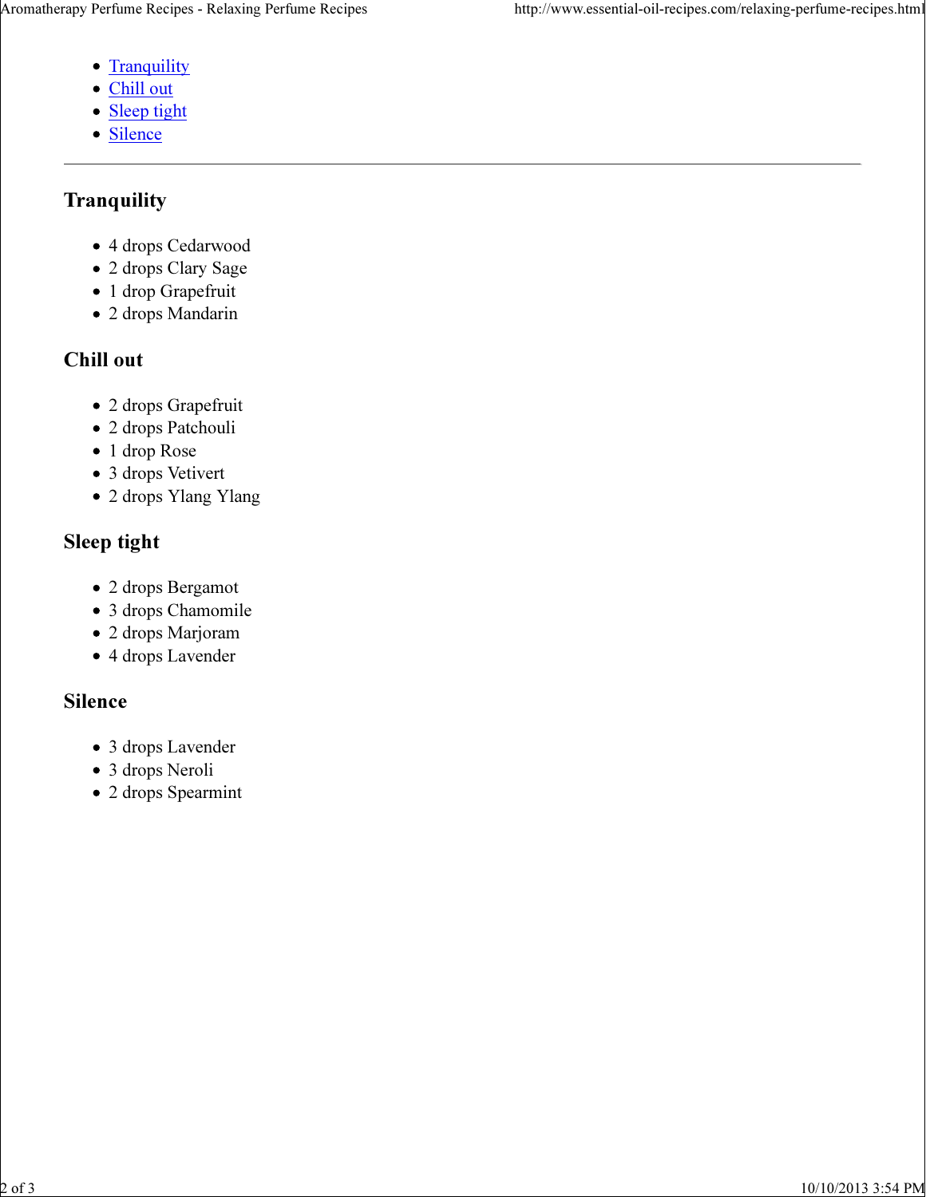- [Tranquility]
- [Chill out]
- [Sleep tight]
- [Silence]

---

### Tranquility

- 4 drops Cedarwood
- 2 drops Clary Sage
- 1 drop Grapefruit
- 2 drops Mandarin

### Chill out

- 2 drops Grapefruit
- 2 drops Patchouli
- 1 drop Rose
- 3 drops Vetivert
- 2 drops Ylang Ylang

### Sleep tight

- 2 drops Bergamot
- 3 drops Chamomile
- 2 drops Marjoram
- 4 drops Lavender

### Silence

- 3 drops Lavender
- 3 drops Neroli
- 2 drops Spearmint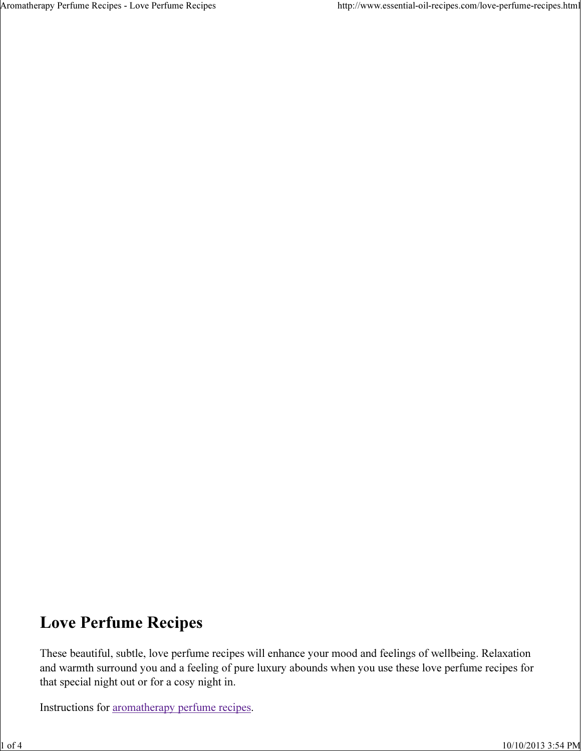# Love Perfume Recipes

These beautiful, subtle, love perfume recipes will enhance your mood and feelings of wellbeing. Relaxation and warmth surround you and a feeling of pure luxury abounds when you use these love perfume recipes for that special night out or for a cosy night in.

Instructions for aromatherapy perfume recipes.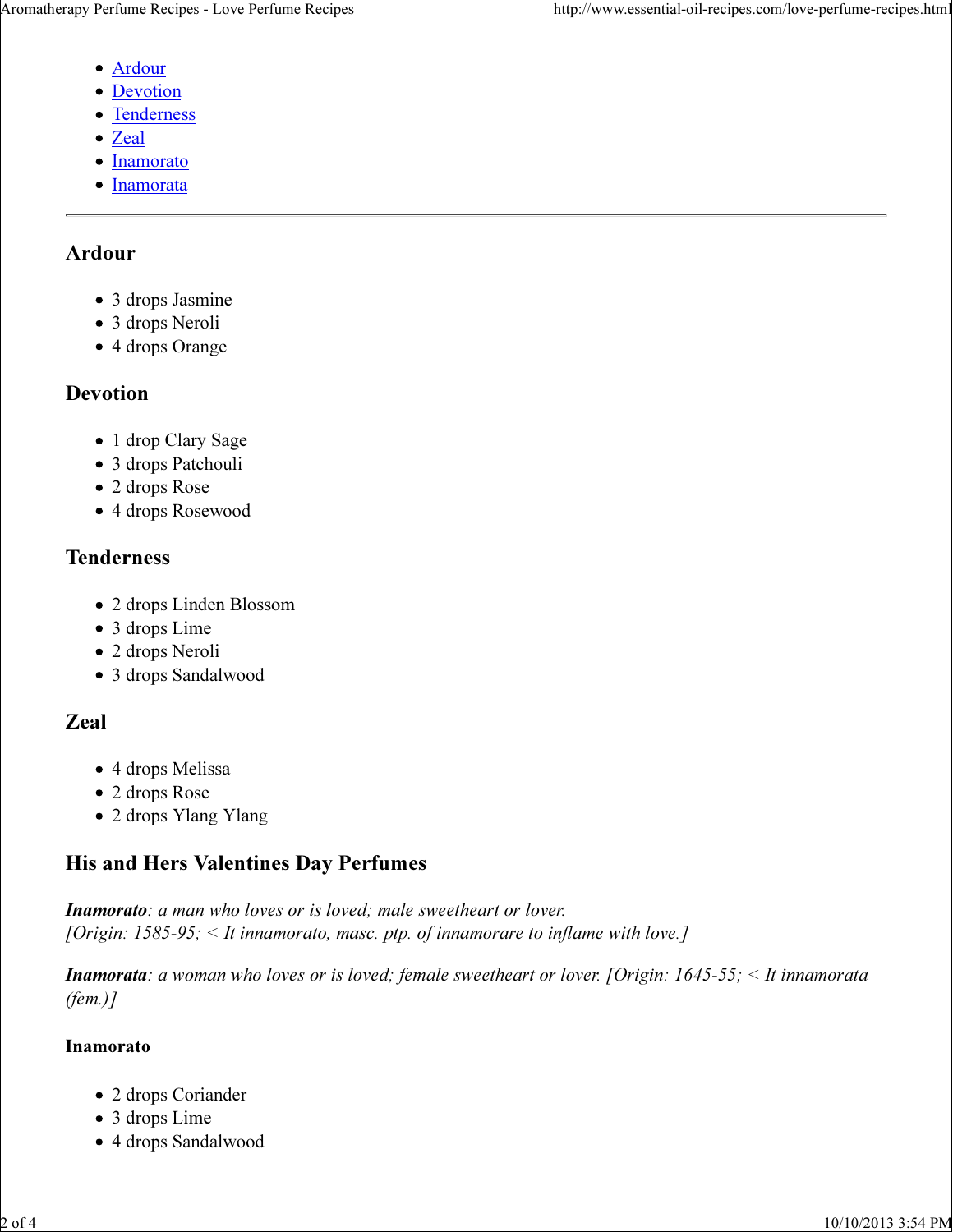- Ardour
- Devotion
- Tenderness
- Zeal
- Inamorato
- Inamorata

---

## Ardour

- 3 drops Jasmine
- 3 drops Neroli
- 4 drops Orange

## Devotion

- 1 drop Clary Sage
- 3 drops Patchouli
- 2 drops Rose
- 4 drops Rosewood

## Tenderness

- 2 drops Linden Blossom
- 3 drops Lime
- 2 drops Neroli
- 3 drops Sandalwood

## Zeal

- 4 drops Melissa
- 2 drops Rose
- 2 drops Ylang Ylang

## His and Hers Valentines Day Perfumes

***Inamorato****: a man who loves or is loved; male sweetheart or lover.*
*[Origin: 1585-95; < It innamorato, masc. ptp. of innamorare to inflame with love.]*

***Inamorata****: a woman who loves or is loved; female sweetheart or lover. [Origin: 1645-55; < It innamorata (fem.)]*

### Inamorato

- 2 drops Coriander
- 3 drops Lime
- 4 drops Sandalwood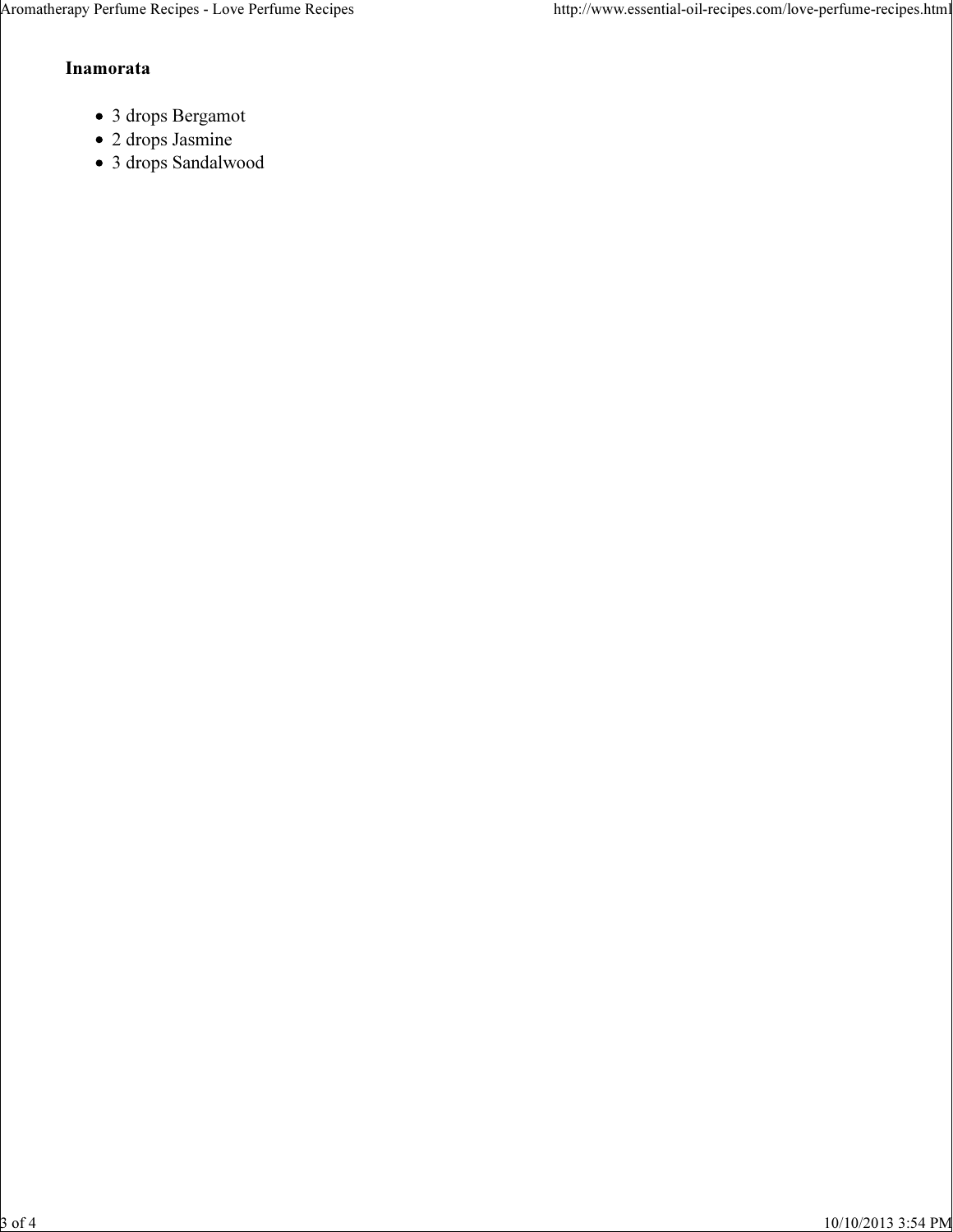**Inamorata**

- 3 drops Bergamot
- 2 drops Jasmine
- 3 drops Sandalwood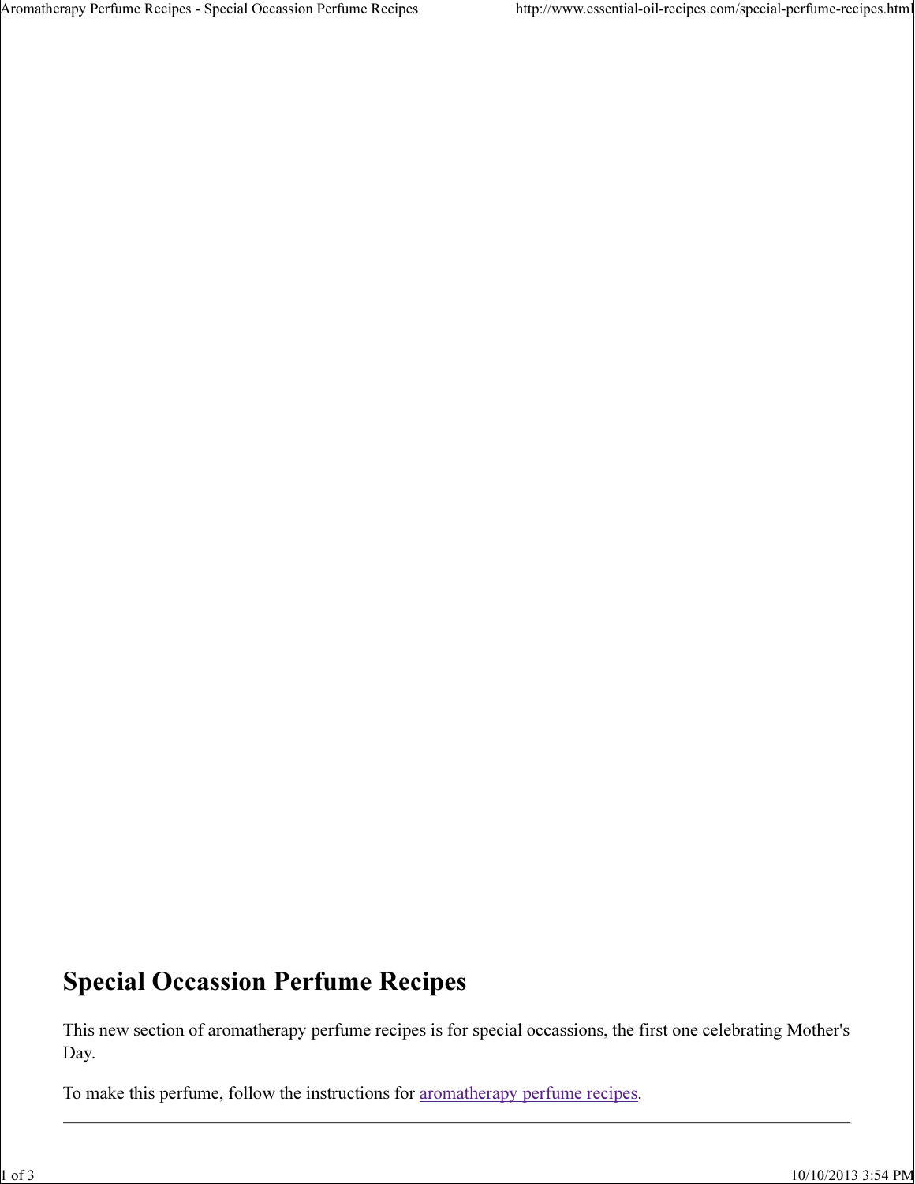# Special Occassion Perfume Recipes

This new section of aromatherapy perfume recipes is for special occassions, the first one celebrating Mother's Day.

To make this perfume, follow the instructions for aromatherapy perfume recipes.

---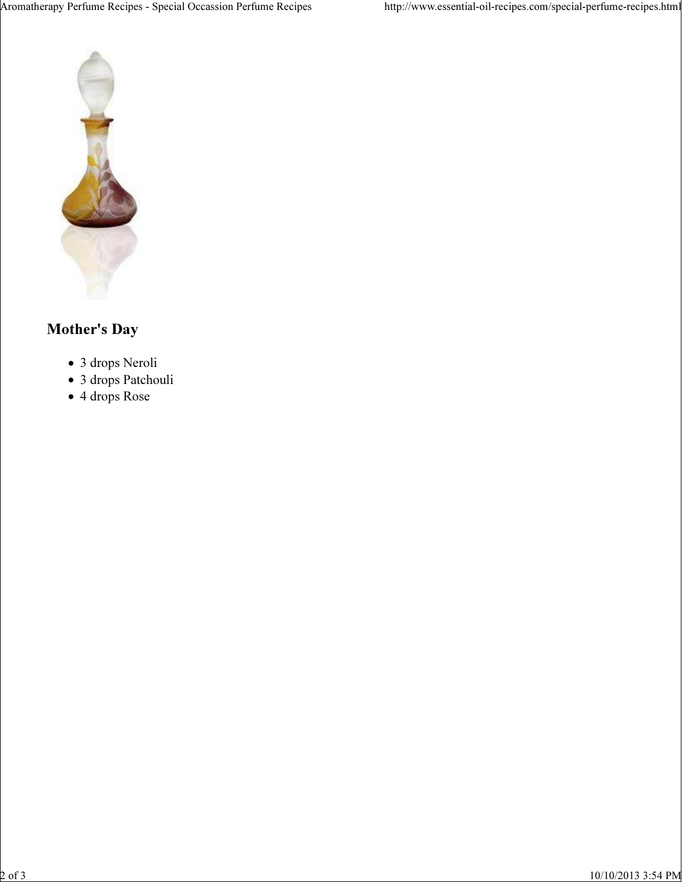## Mother's Day

- 3 drops Neroli
- 3 drops Patchouli
- 4 drops Rose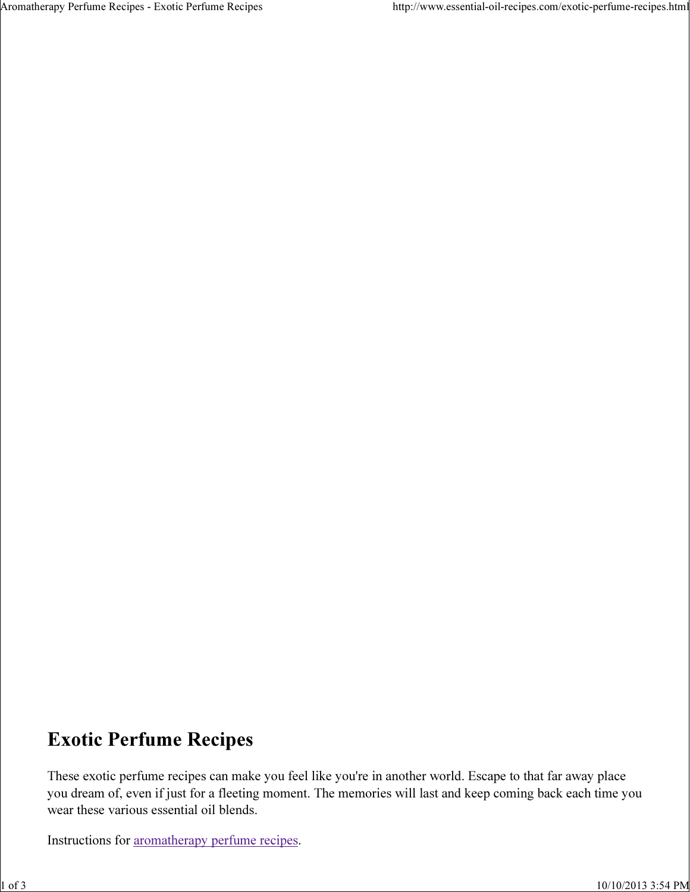# Exotic Perfume Recipes

These exotic perfume recipes can make you feel like you're in another world. Escape to that far away place you dream of, even if just for a fleeting moment. The memories will last and keep coming back each time you wear these various essential oil blends.

Instructions for [aromatherapy perfume recipes](aromatherapy perfume recipes).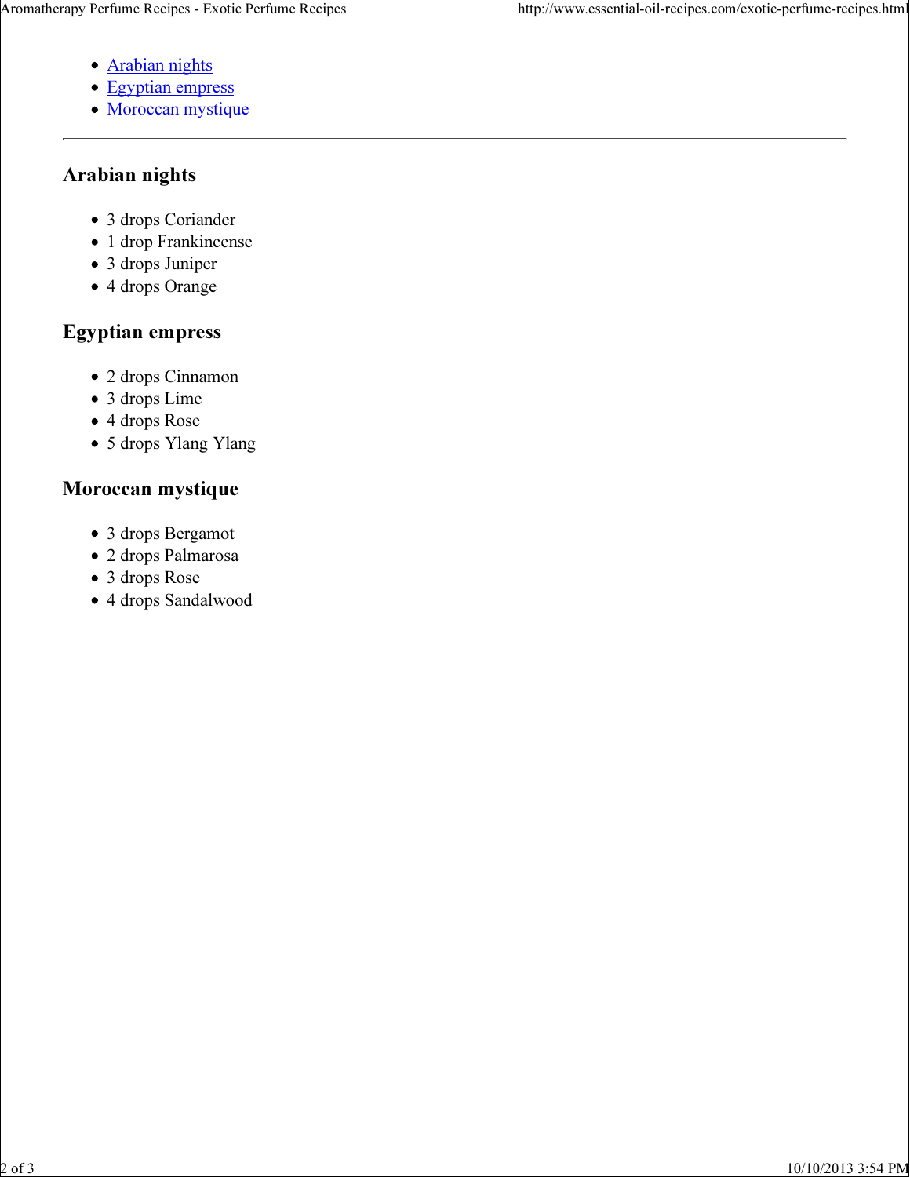- [Arabian nights]
- [Egyptian empress]
- [Moroccan mystique]

---

## Arabian nights

- 3 drops Coriander
- 1 drop Frankincense
- 3 drops Juniper
- 4 drops Orange

## Egyptian empress

- 2 drops Cinnamon
- 3 drops Lime
- 4 drops Rose
- 5 drops Ylang Ylang

## Moroccan mystique

- 3 drops Bergamot
- 2 drops Palmarosa
- 3 drops Rose
- 4 drops Sandalwood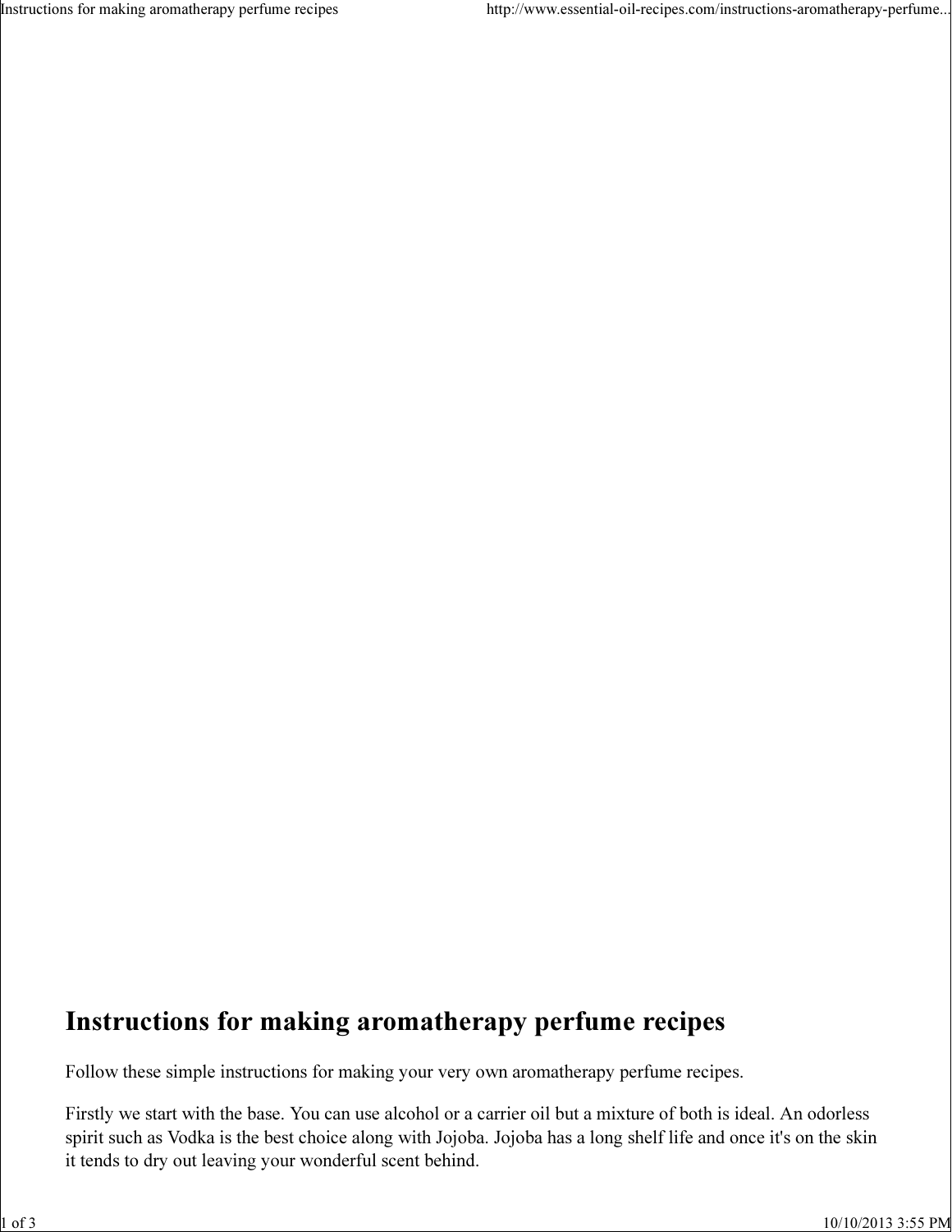# Instructions for making aromatherapy perfume recipes

Follow these simple instructions for making your very own aromatherapy perfume recipes.

Firstly we start with the base. You can use alcohol or a carrier oil but a mixture of both is ideal. An odorless spirit such as Vodka is the best choice along with Jojoba. Jojoba has a long shelf life and once it's on the skin it tends to dry out leaving your wonderful scent behind.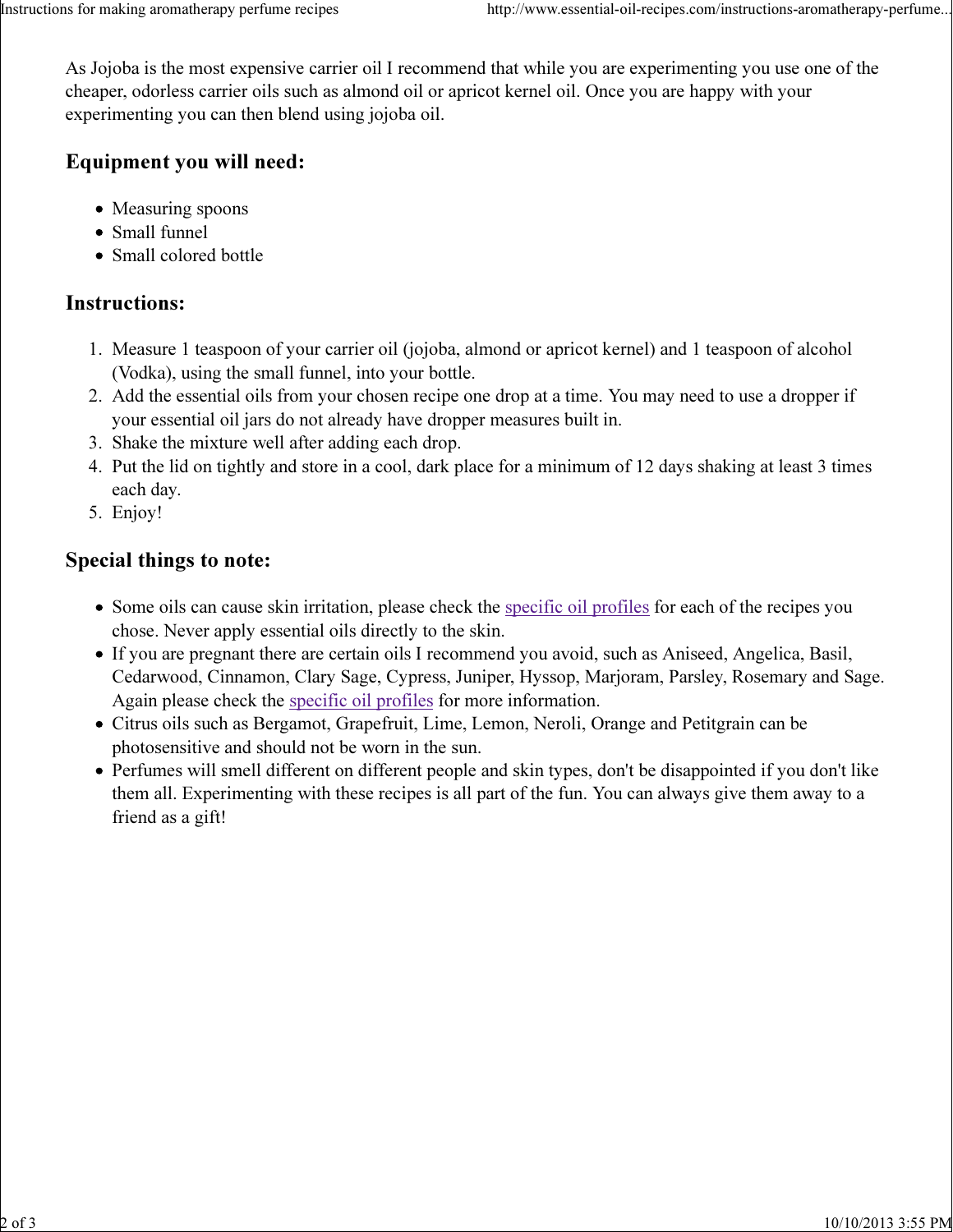As Jojoba is the most expensive carrier oil I recommend that while you are experimenting you use one of the cheaper, odorless carrier oils such as almond oil or apricot kernel oil. Once you are happy with your experimenting you can then blend using jojoba oil.

## Equipment you will need:

- Measuring spoons
- Small funnel
- Small colored bottle

## Instructions:

1. Measure 1 teaspoon of your carrier oil (jojoba, almond or apricot kernel) and 1 teaspoon of alcohol (Vodka), using the small funnel, into your bottle.
2. Add the essential oils from your chosen recipe one drop at a time. You may need to use a dropper if your essential oil jars do not already have dropper measures built in.
3. Shake the mixture well after adding each drop.
4. Put the lid on tightly and store in a cool, dark place for a minimum of 12 days shaking at least 3 times each day.
5. Enjoy!

## Special things to note:

- Some oils can cause skin irritation, please check the specific oil profiles for each of the recipes you chose. Never apply essential oils directly to the skin.
- If you are pregnant there are certain oils I recommend you avoid, such as Aniseed, Angelica, Basil, Cedarwood, Cinnamon, Clary Sage, Cypress, Juniper, Hyssop, Marjoram, Parsley, Rosemary and Sage. Again please check the specific oil profiles for more information.
- Citrus oils such as Bergamot, Grapefruit, Lime, Lemon, Neroli, Orange and Petitgrain can be photosensitive and should not be worn in the sun.
- Perfumes will smell different on different people and skin types, don't be disappointed if you don't like them all. Experimenting with these recipes is all part of the fun. You can always give them away to a friend as a gift!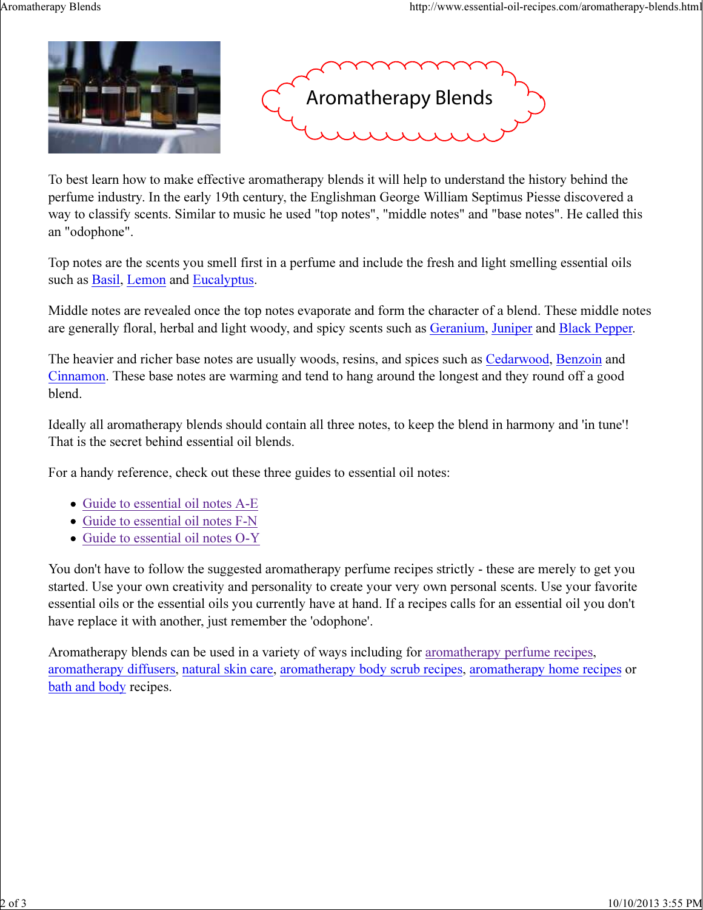# Aromatherapy Blends

To best learn how to make effective aromatherapy blends it will help to understand the history behind the perfume industry. In the early 19th century, the Englishman George William Septimus Piesse discovered a way to classify scents. Similar to music he used "top notes", "middle notes" and "base notes". He called this an "odophone".

Top notes are the scents you smell first in a perfume and include the fresh and light smelling essential oils such as Basil, Lemon and Eucalyptus.

Middle notes are revealed once the top notes evaporate and form the character of a blend. These middle notes are generally floral, herbal and light woody, and spicy scents such as Geranium, Juniper and Black Pepper.

The heavier and richer base notes are usually woods, resins, and spices such as Cedarwood, Benzoin and Cinnamon. These base notes are warming and tend to hang around the longest and they round off a good blend.

Ideally all aromatherapy blends should contain all three notes, to keep the blend in harmony and 'in tune'! That is the secret behind essential oil blends.

For a handy reference, check out these three guides to essential oil notes:

- Guide to essential oil notes A-E
- Guide to essential oil notes F-N
- Guide to essential oil notes O-Y

You don't have to follow the suggested aromatherapy perfume recipes strictly - these are merely to get you started. Use your own creativity and personality to create your very own personal scents. Use your favorite essential oils or the essential oils you currently have at hand. If a recipes calls for an essential oil you don't have replace it with another, just remember the 'odophone'.

Aromatherapy blends can be used in a variety of ways including for aromatherapy perfume recipes, aromatherapy diffusers, natural skin care, aromatherapy body scrub recipes, aromatherapy home recipes or bath and body recipes.